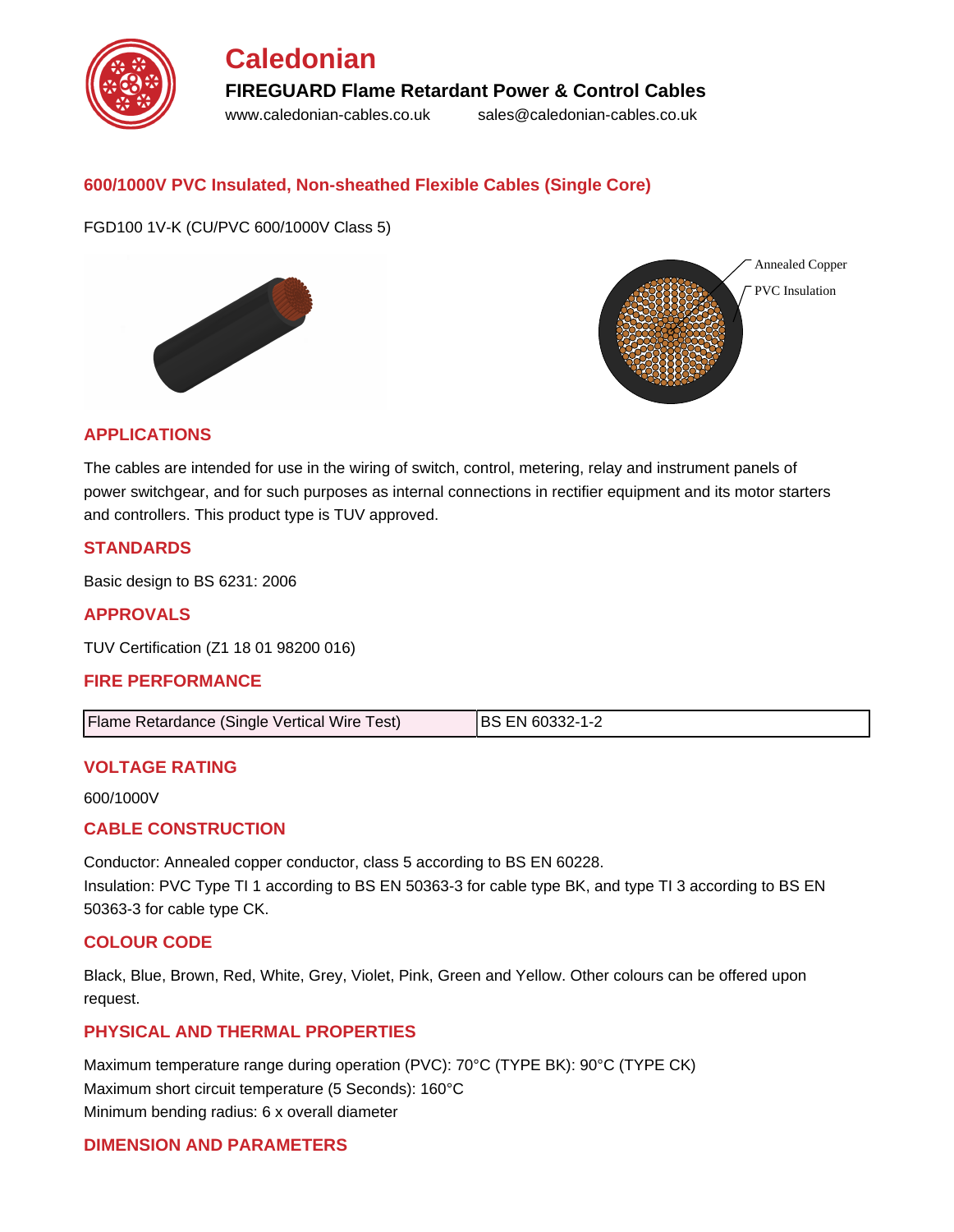# Caledonian

**FIREGUARD Flame Retardant Power & Control Cables**

www.caledonian-cables.co.uk sales@caledonian-cables.co.uk

## 600/1000V PVC Insulated, Non-sheathed Flexible Cables (Single Core)

FGD100 1V-K (CU/PVC 600/1000V Class 5)

Annealed Copper
PVC Insulation

## APPLICATIONS

The cables are intended for use in the wiring of switch, control, metering, relay and instrument panels of power switchgear, and for such purposes as internal connections in rectifier equipment and its motor starters and controllers. This product type is TUV approved.

## STANDARDS

Basic design to BS 6231: 2006

## APPROVALS

TUV Certification (Z1 18 01 98200 016)

## FIRE PERFORMANCE

| Flame Retardance (Single Vertical Wire Test) | BS EN 60332-1-2 |
|---|---|

## VOLTAGE RATING

600/1000V

## CABLE CONSTRUCTION

Conductor: Annealed copper conductor, class 5 according to BS EN 60228.
Insulation: PVC Type TI 1 according to BS EN 50363-3 for cable type BK, and type TI 3 according to BS EN 50363-3 for cable type CK.

## COLOUR CODE

Black, Blue, Brown, Red, White, Grey, Violet, Pink, Green and Yellow. Other colours can be offered upon request.

## PHYSICAL AND THERMAL PROPERTIES

Maximum temperature range during operation (PVC): 70°C (TYPE BK): 90°C (TYPE CK)
Maximum short circuit temperature (5 Seconds): 160°C
Minimum bending radius: 6 x overall diameter

## DIMENSION AND PARAMETERS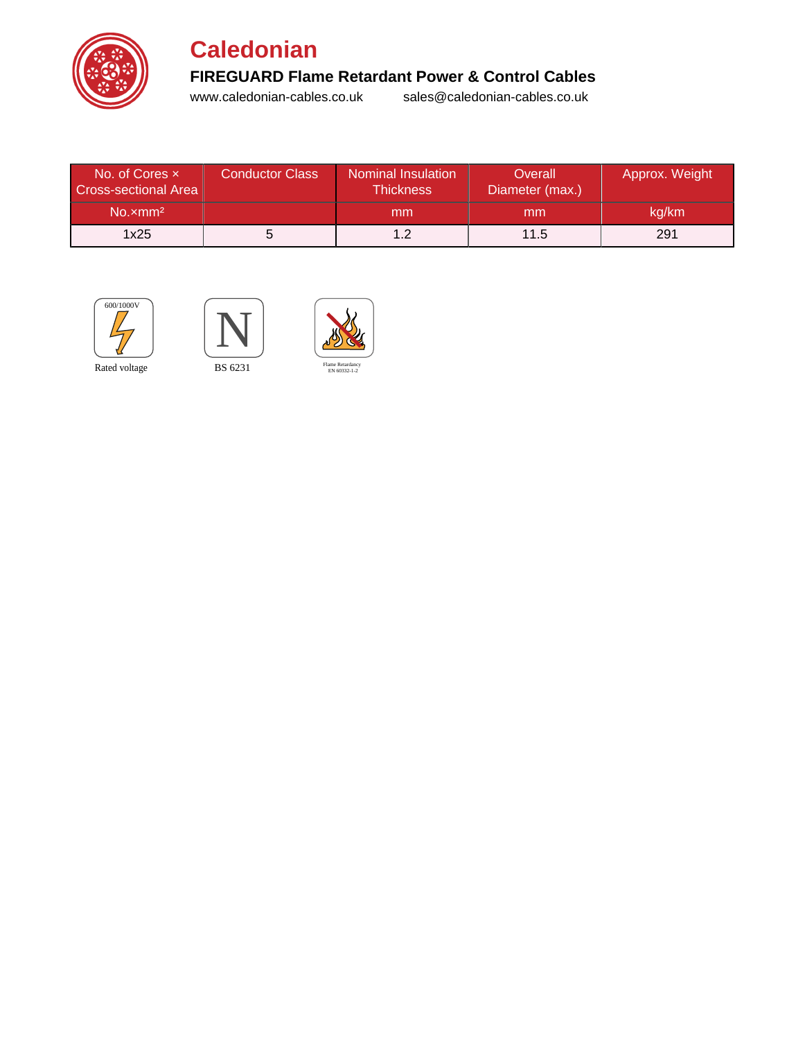# Caledonian

## FIREGUARD Flame Retardant Power & Control Cables

www.caledonian-cables.co.uk sales@caledonian-cables.co.uk

| No. of Cores × Cross-sectional Area | Conductor Class | Nominal Insulation Thickness | Overall Diameter (max.) | Approx. Weight |
|---|---|---|---|---|
| No.×mm² | | mm | mm | kg/km |
| 1x25 | 5 | 1.2 | 11.5 | 291 |

600/1000V

Rated voltage

N

BS 6231

Flame Retardancy
EN 60332-1-2